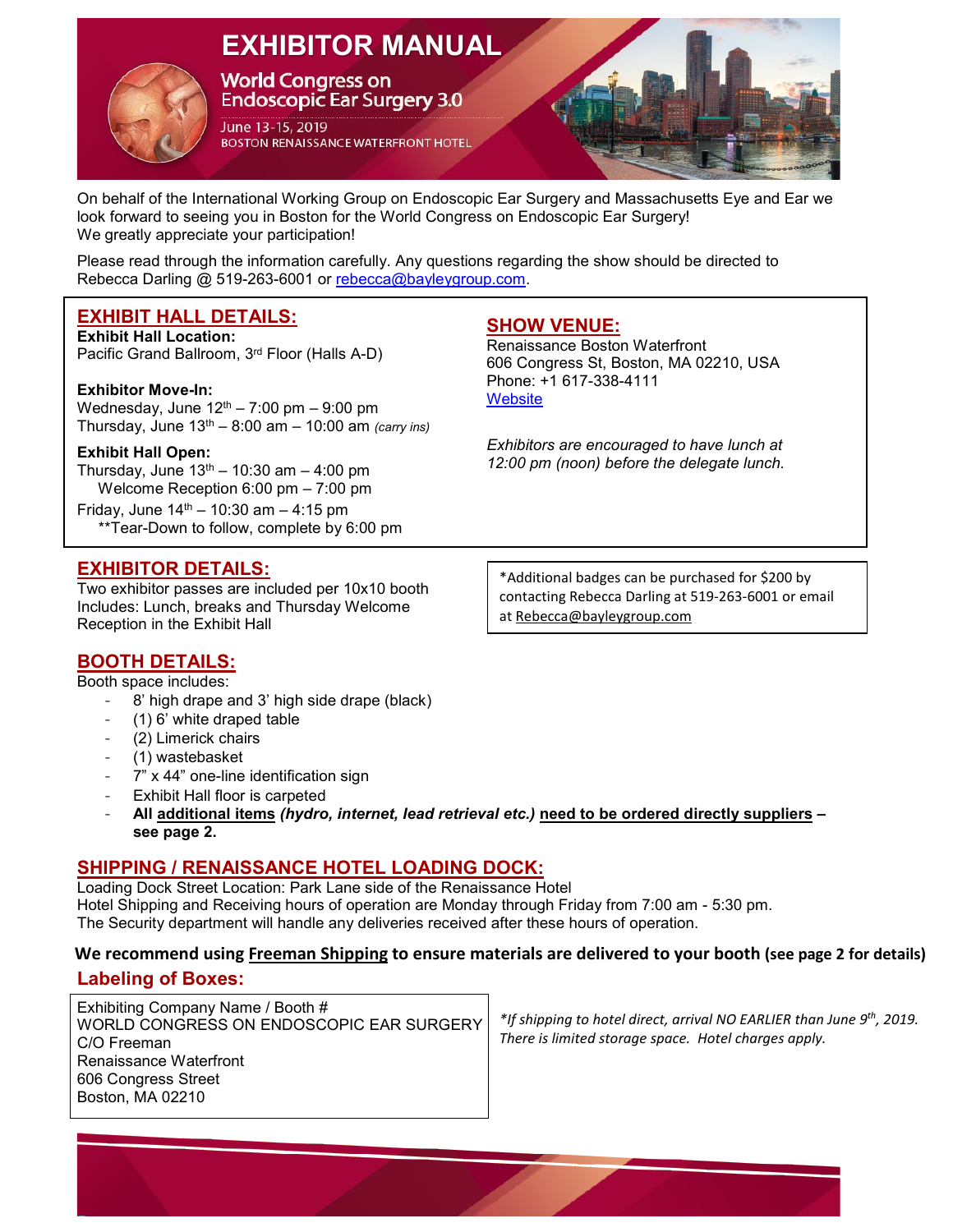# EXHIBITOR MANUAL

## World Congress on Endoscopic Ear Surgery 3.0

June 13-15, 2019

BOSTON RENAISSANCE WATERFRONT HOTEL

On behalf of the International Working Group on Endoscopic Ear Surgery and Massachusetts Eye and Ear we look forward to seeing you in Boston for the World Congress on Endoscopic Ear Surgery! We greatly appreciate your participation!

Please read through the information carefully. Any questions regarding the show should be directed to Rebecca Darling @ 519-263-6001 or rebecca@bayleygroup.com.

## EXHIBIT HALL DETAILS:

**Exhibit Hall Location:**
Pacific Grand Ballroom, 3rd Floor (Halls A-D)

**Exhibitor Move-In:**
Wednesday, June 12th – 7:00 pm – 9:00 pm
Thursday, June 13th – 8:00 am – 10:00 am *(carry ins)*

**Exhibit Hall Open:**
Thursday, June 13th – 10:30 am – 4:00 pm
Welcome Reception 6:00 pm – 7:00 pm
Friday, June 14th – 10:30 am – 4:15 pm
**Tear-Down to follow, complete by 6:00 pm

## SHOW VENUE:

Renaissance Boston Waterfront
606 Congress St, Boston, MA 02210, USA
Phone: +1 617-338-4111
Website

*Exhibitors are encouraged to have lunch at 12:00 pm (noon) before the delegate lunch.*

## EXHIBITOR DETAILS:

Two exhibitor passes are included per 10x10 booth
Includes: Lunch, breaks and Thursday Welcome Reception in the Exhibit Hall

*Additional badges can be purchased for $200 by contacting Rebecca Darling at 519-263-6001 or email at Rebecca@bayleygroup.com

## BOOTH DETAILS:

Booth space includes:

- 8' high drape and 3' high side drape (black)
- (1) 6' white draped table
- (2) Limerick chairs
- (1) wastebasket
- 7" x 44" one-line identification sign
- Exhibit Hall floor is carpeted
- **All additional items *(hydro, internet, lead retrieval etc.)* need to be ordered directly suppliers – see page 2.**

## SHIPPING / RENAISSANCE HOTEL LOADING DOCK:

Loading Dock Street Location: Park Lane side of the Renaissance Hotel
Hotel Shipping and Receiving hours of operation are Monday through Friday from 7:00 am - 5:30 pm.
The Security department will handle any deliveries received after these hours of operation.

**We recommend using Freeman Shipping to ensure materials are delivered to your booth (see page 2 for details)**

### Labeling of Boxes:

Exhibiting Company Name / Booth #
WORLD CONGRESS ON ENDOSCOPIC EAR SURGERY
C/O Freeman
Renaissance Waterfront
606 Congress Street
Boston, MA 02210

*\*If shipping to hotel direct, arrival NO EARLIER than June 9th, 2019. There is limited storage space. Hotel charges apply.*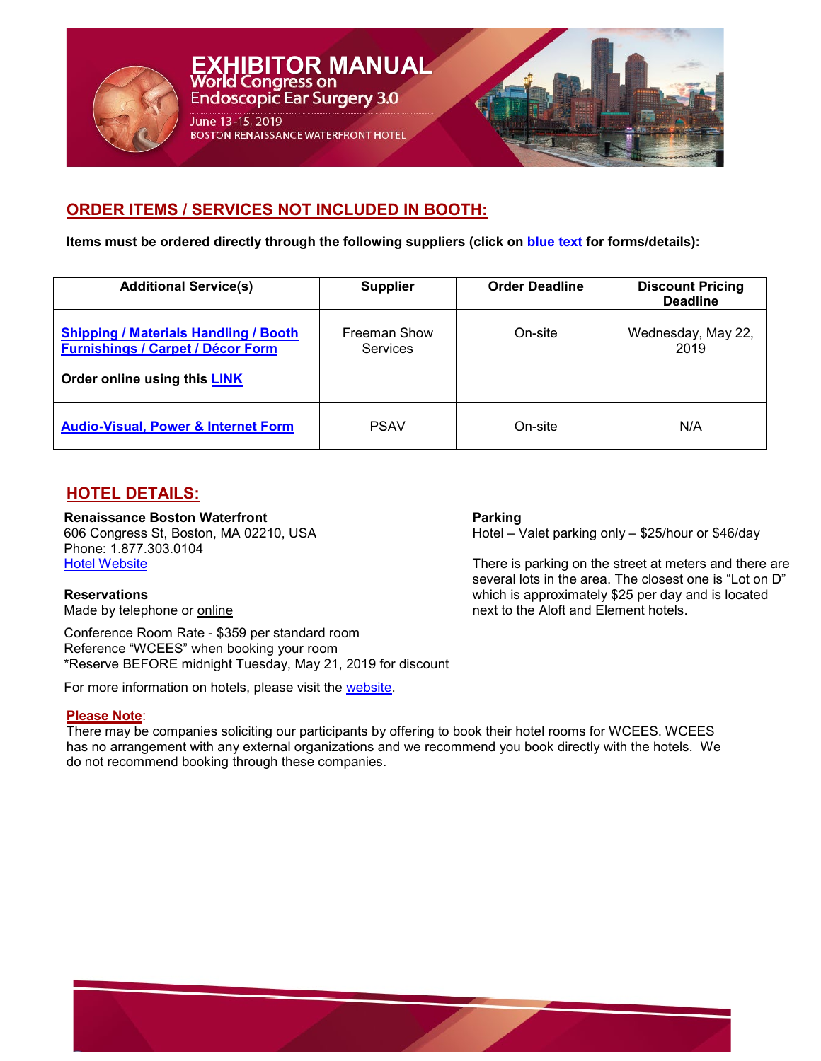# EXHIBITOR MANUAL

World Congress on Endoscopic Ear Surgery 3.0

June 13-15, 2019

BOSTON RENAISSANCE WATERFRONT HOTEL

## ORDER ITEMS / SERVICES NOT INCLUDED IN BOOTH:

**Items must be ordered directly through the following suppliers (click on blue text for forms/details):**

| Additional Service(s) | Supplier | Order Deadline | Discount Pricing Deadline |
|---|---|---|---|
| **Shipping / Materials Handling / Booth Furnishings / Carpet / Décor Form**<br><br>**Order online using this LINK** | Freeman Show Services | On-site | Wednesday, May 22, 2019 |
| **Audio-Visual, Power & Internet Form** | PSAV | On-site | N/A |

## HOTEL DETAILS:

**Renaissance Boston Waterfront**
606 Congress St, Boston, MA 02210, USA
Phone: 1.877.303.0104
Hotel Website

**Reservations**
Made by telephone or online

Conference Room Rate - $359 per standard room
Reference "WCEES" when booking your room
*Reserve BEFORE midnight Tuesday, May 21, 2019 for discount

For more information on hotels, please visit the website.

**Parking**
Hotel – Valet parking only – $25/hour or $46/day

There is parking on the street at meters and there are several lots in the area. The closest one is "Lot on D" which is approximately $25 per day and is located next to the Aloft and Element hotels.

**Please Note**:
There may be companies soliciting our participants by offering to book their hotel rooms for WCEES. WCEES has no arrangement with any external organizations and we recommend you book directly with the hotels. We do not recommend booking through these companies.